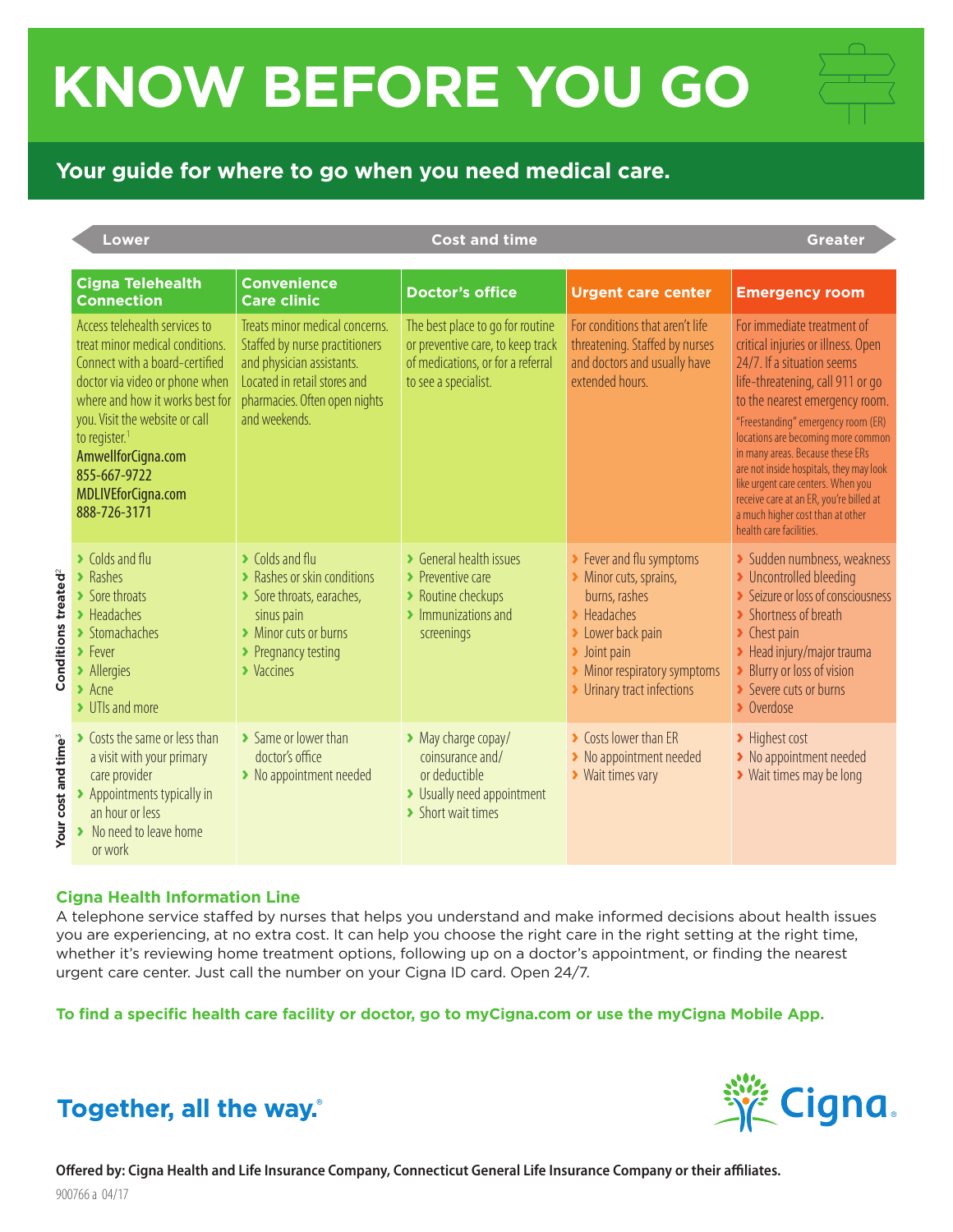# KNOW BEFORE YOU GO

## Your guide for where to go when you need medical care.

Lower ← Cost and time → Greater

| | Cigna Telehealth Connection | Convenience Care clinic | Doctor's office | Urgent care center | Emergency room |
|---|---|---|---|---|---|
| | Access telehealth services to treat minor medical conditions. Connect with a board-certified doctor via video or phone when where and how it works best for you. Visit the website or call to register.[1] AmwellforCigna.com 855-667-9722 MDLIVEforCigna.com 888-726-3171 | Treats minor medical concerns. Staffed by nurse practitioners and physician assistants. Located in retail stores and pharmacies. Often open nights and weekends. | The best place to go for routine or preventive care, to keep track of medications, or for a referral to see a specialist. | For conditions that aren't life threatening. Staffed by nurses and doctors and usually have extended hours. | For immediate treatment of critical injuries or illness. Open 24/7. If a situation seems life-threatening, call 911 or go to the nearest emergency room. "Freestanding" emergency room (ER) locations are becoming more common in many areas. Because these ERs are not inside hospitals, they may look like urgent care centers. When you receive care at an ER, you're billed at a much higher cost than at other health care facilities. |
| **Conditions treated[2]** | › Colds and flu<br>› Rashes<br>› Sore throats<br>› Headaches<br>› Stomachaches<br>› Fever<br>› Allergies<br>› Acne<br>› UTIs and more | › Colds and flu<br>› Rashes or skin conditions<br>› Sore throats, earaches, sinus pain<br>› Minor cuts or burns<br>› Pregnancy testing<br>› Vaccines | › General health issues<br>› Preventive care<br>› Routine checkups<br>› Immunizations and screenings | › Fever and flu symptoms<br>› Minor cuts, sprains, burns, rashes<br>› Headaches<br>› Lower back pain<br>› Joint pain<br>› Minor respiratory symptoms<br>› Urinary tract infections | › Sudden numbness, weakness<br>› Uncontrolled bleeding<br>› Seizure or loss of consciousness<br>› Shortness of breath<br>› Chest pain<br>› Head injury/major trauma<br>› Blurry or loss of vision<br>› Severe cuts or burns<br>› Overdose |
| **Your cost and time[3]** | › Costs the same or less than a visit with your primary care provider<br>› Appointments typically in an hour or less<br>› No need to leave home or work | › Same or lower than doctor's office<br>› No appointment needed | › May charge copay/coinsurance and/or deductible<br>› Usually need appointment<br>› Short wait times | › Costs lower than ER<br>› No appointment needed<br>› Wait times vary | › Highest cost<br>› No appointment needed<br>› Wait times may be long |

### Cigna Health Information Line

A telephone service staffed by nurses that helps you understand and make informed decisions about health issues you are experiencing, at no extra cost. It can help you choose the right care in the right setting at the right time, whether it's reviewing home treatment options, following up on a doctor's appointment, or finding the nearest urgent care center. Just call the number on your Cigna ID card. Open 24/7.

**To find a specific health care facility or doctor, go to myCigna.com or use the myCigna Mobile App.**

**Together, all the way.®**

Cigna.

**Offered by: Cigna Health and Life Insurance Company, Connecticut General Life Insurance Company or their affiliates.**

900766 a 04/17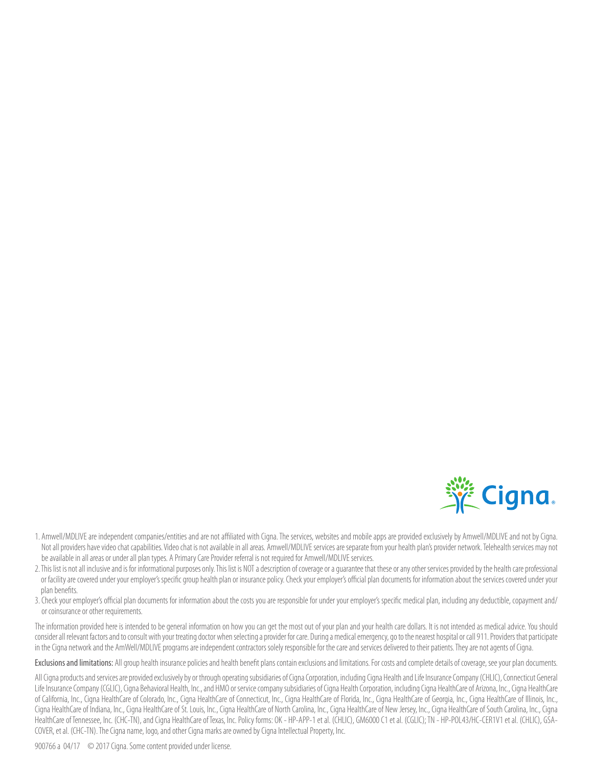1. Amwell/MDLIVE are independent companies/entities and are not affiliated with Cigna. The services, websites and mobile apps are provided exclusively by Amwell/MDLIVE and not by Cigna. Not all providers have video chat capabilities. Video chat is not available in all areas. Amwell/MDLIVE services are separate from your health plan's provider network. Telehealth services may not be available in all areas or under all plan types. A Primary Care Provider referral is not required for Amwell/MDLIVE services.
2. This list is not all inclusive and is for informational purposes only. This list is NOT a description of coverage or a guarantee that these or any other services provided by the health care professional or facility are covered under your employer's specific group health plan or insurance policy. Check your employer's official plan documents for information about the services covered under your plan benefits.
3. Check your employer's official plan documents for information about the costs you are responsible for under your employer's specific medical plan, including any deductible, copayment and/or coinsurance or other requirements.

The information provided here is intended to be general information on how you can get the most out of your plan and your health care dollars. It is not intended as medical advice. You should consider all relevant factors and to consult with your treating doctor when selecting a provider for care. During a medical emergency, go to the nearest hospital or call 911. Providers that participate in the Cigna network and the AmWell/MDLIVE programs are independent contractors solely responsible for the care and services delivered to their patients. They are not agents of Cigna.

**Exclusions and limitations:** All group health insurance policies and health benefit plans contain exclusions and limitations. For costs and complete details of coverage, see your plan documents.

All Cigna products and services are provided exclusively by or through operating subsidiaries of Cigna Corporation, including Cigna Health and Life Insurance Company (CHLIC), Connecticut General Life Insurance Company (CGLIC), Cigna Behavioral Health, Inc., and HMO or service company subsidiaries of Cigna Health Corporation, including Cigna HealthCare of Arizona, Inc., Cigna HealthCare of California, Inc., Cigna HealthCare of Colorado, Inc., Cigna HealthCare of Connecticut, Inc., Cigna HealthCare of Florida, Inc., Cigna HealthCare of Georgia, Inc., Cigna HealthCare of Illinois, Inc., Cigna HealthCare of Indiana, Inc., Cigna HealthCare of St. Louis, Inc., Cigna HealthCare of North Carolina, Inc., Cigna HealthCare of New Jersey, Inc., Cigna HealthCare of South Carolina, Inc., Cigna HealthCare of Tennessee, Inc. (CHC-TN), and Cigna HealthCare of Texas, Inc. Policy forms: OK - HP-APP-1 et al. (CHLIC), GM6000 C1 et al. (CGLIC); TN - HP-POL43/HC-CER1V1 et al. (CHLIC), GSA-COVER, et al. (CHC-TN). The Cigna name, logo, and other Cigna marks are owned by Cigna Intellectual Property, Inc.

900766 a 04/17 © 2017 Cigna. Some content provided under license.